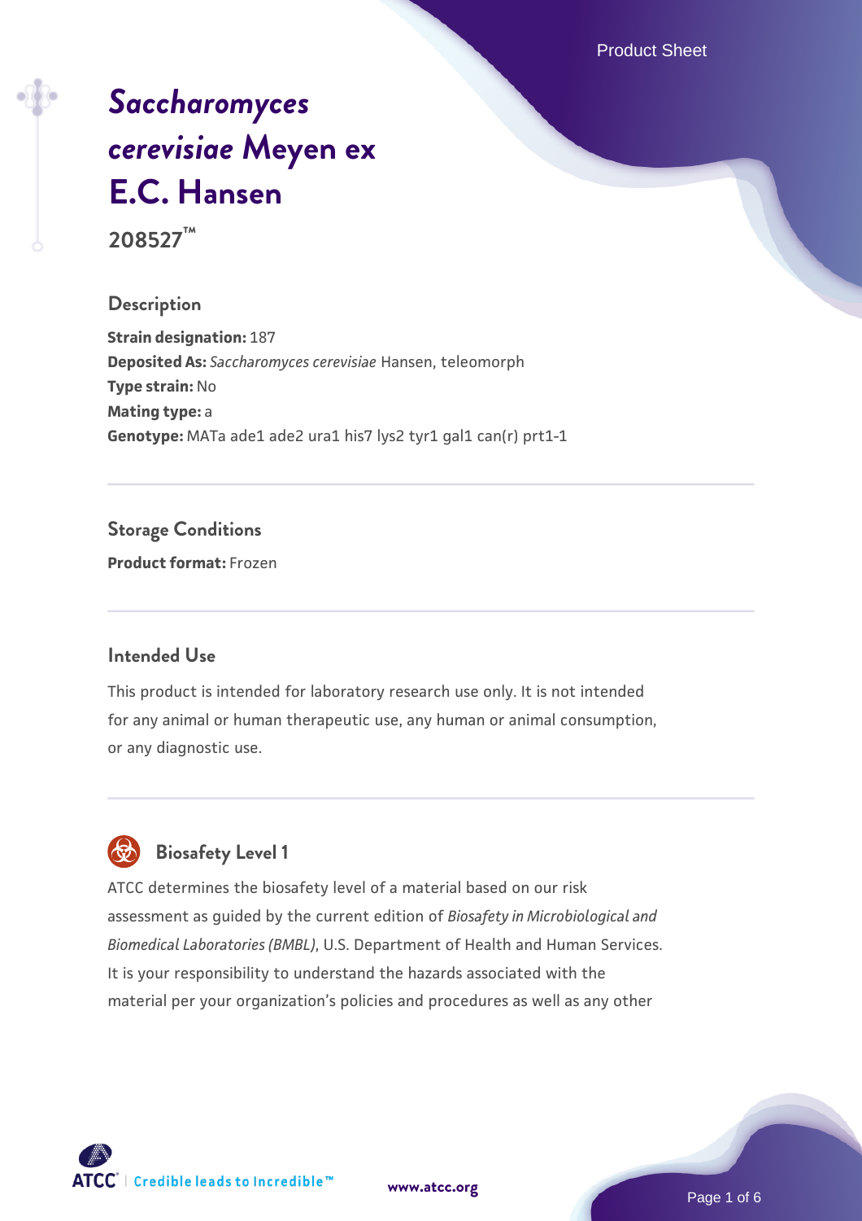# *Saccharomyces cerevisiae* Meyen ex E.C. Hansen

**208527™**

## Description

**Strain designation:** 187
**Deposited As:** *Saccharomyces cerevisiae* Hansen, teleomorph
**Type strain:** No
**Mating type:** a
**Genotype:** MATa ade1 ade2 ura1 his7 lys2 tyr1 gal1 can(r) prt1-1

## Storage Conditions

**Product format:** Frozen

## Intended Use

This product is intended for laboratory research use only. It is not intended for any animal or human therapeutic use, any human or animal consumption, or any diagnostic use.

## Biosafety Level 1

ATCC determines the biosafety level of a material based on our risk assessment as guided by the current edition of *Biosafety in Microbiological and Biomedical Laboratories (BMBL)*, U.S. Department of Health and Human Services. It is your responsibility to understand the hazards associated with the material per your organization's policies and procedures as well as any other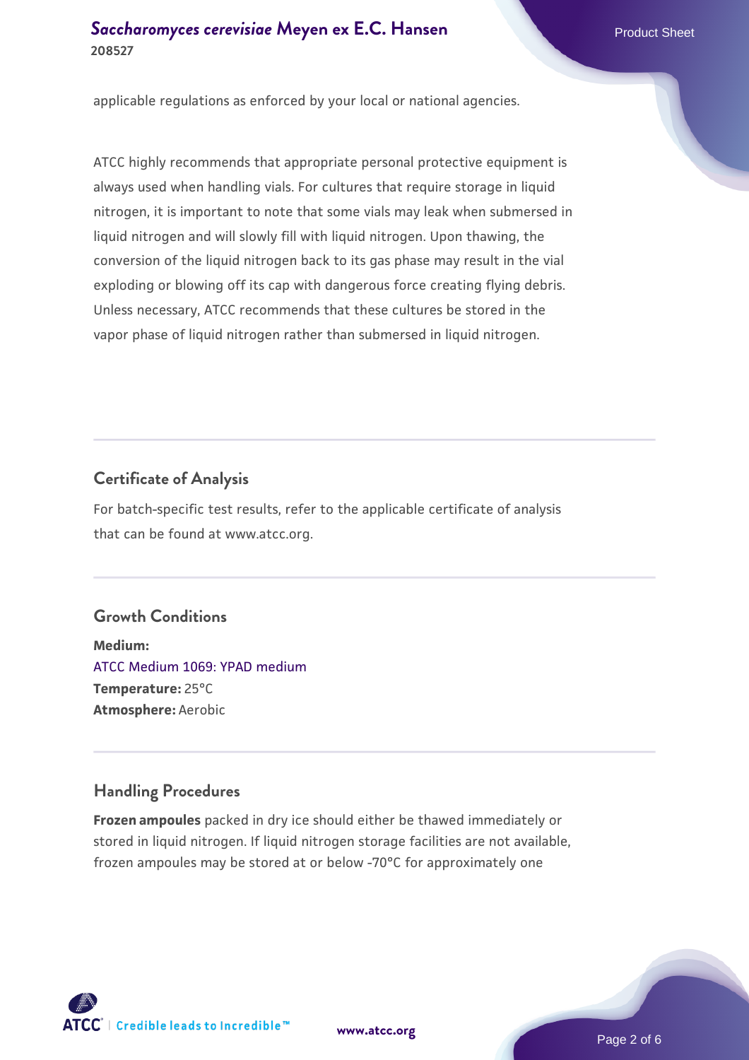applicable regulations as enforced by your local or national agencies.

ATCC highly recommends that appropriate personal protective equipment is always used when handling vials. For cultures that require storage in liquid nitrogen, it is important to note that some vials may leak when submersed in liquid nitrogen and will slowly fill with liquid nitrogen. Upon thawing, the conversion of the liquid nitrogen back to its gas phase may result in the vial exploding or blowing off its cap with dangerous force creating flying debris. Unless necessary, ATCC recommends that these cultures be stored in the vapor phase of liquid nitrogen rather than submersed in liquid nitrogen.

## Certificate of Analysis

For batch-specific test results, refer to the applicable certificate of analysis that can be found at www.atcc.org.

## Growth Conditions

**Medium:**
ATCC Medium 1069: YPAD medium
**Temperature:** 25°C
**Atmosphere:** Aerobic

## Handling Procedures

**Frozen ampoules** packed in dry ice should either be thawed immediately or stored in liquid nitrogen. If liquid nitrogen storage facilities are not available, frozen ampoules may be stored at or below -70°C for approximately one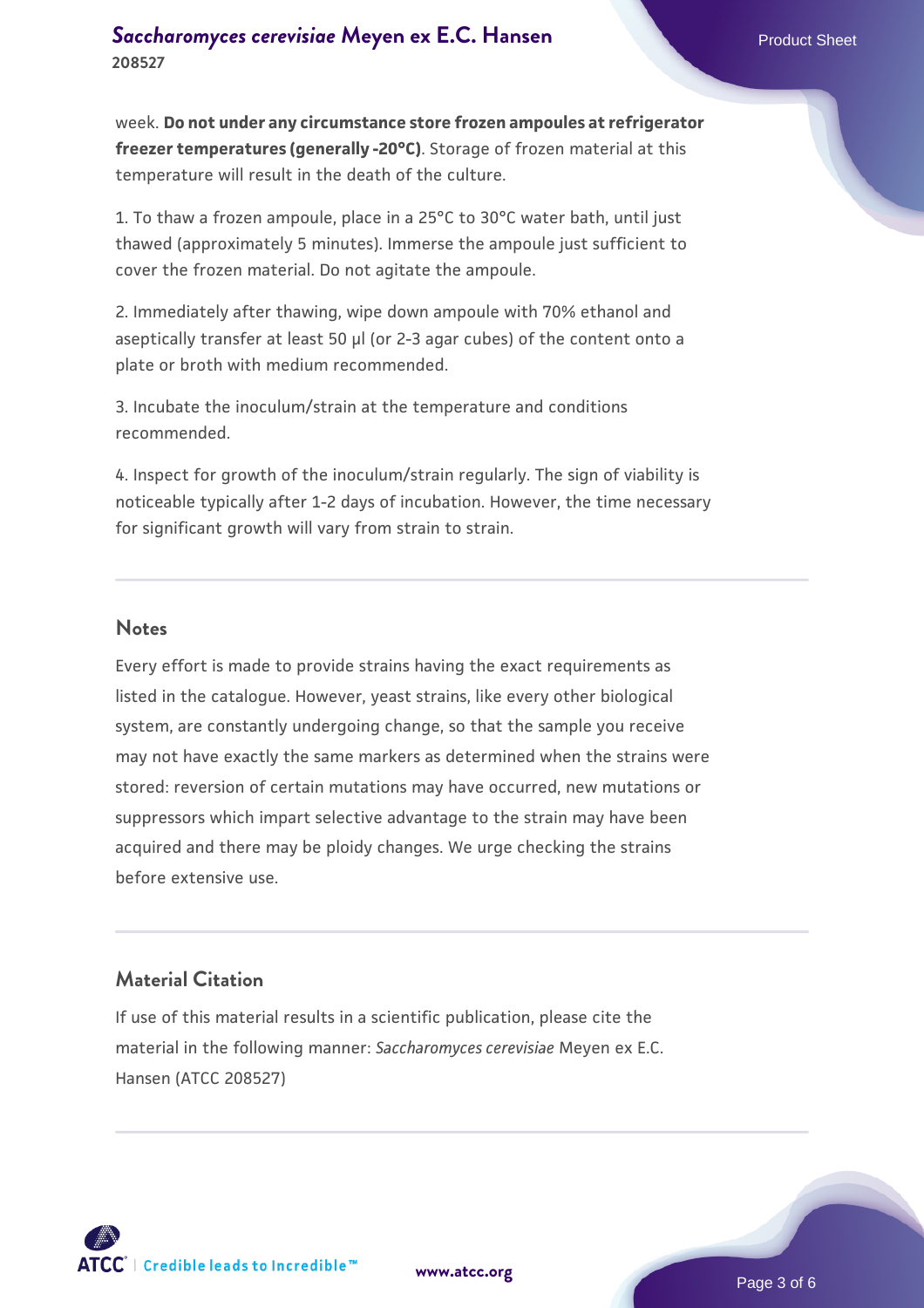week. **Do not under any circumstance store frozen ampoules at refrigerator freezer temperatures (generally -20°C)**. Storage of frozen material at this temperature will result in the death of the culture.

1. To thaw a frozen ampoule, place in a 25°C to 30°C water bath, until just thawed (approximately 5 minutes). Immerse the ampoule just sufficient to cover the frozen material. Do not agitate the ampoule.

2. Immediately after thawing, wipe down ampoule with 70% ethanol and aseptically transfer at least 50 µl (or 2-3 agar cubes) of the content onto a plate or broth with medium recommended.

3. Incubate the inoculum/strain at the temperature and conditions recommended.

4. Inspect for growth of the inoculum/strain regularly. The sign of viability is noticeable typically after 1-2 days of incubation. However, the time necessary for significant growth will vary from strain to strain.

## Notes

Every effort is made to provide strains having the exact requirements as listed in the catalogue. However, yeast strains, like every other biological system, are constantly undergoing change, so that the sample you receive may not have exactly the same markers as determined when the strains were stored: reversion of certain mutations may have occurred, new mutations or suppressors which impart selective advantage to the strain may have been acquired and there may be ploidy changes. We urge checking the strains before extensive use.

## Material Citation

If use of this material results in a scientific publication, please cite the material in the following manner: *Saccharomyces cerevisiae* Meyen ex E.C. Hansen (ATCC 208527)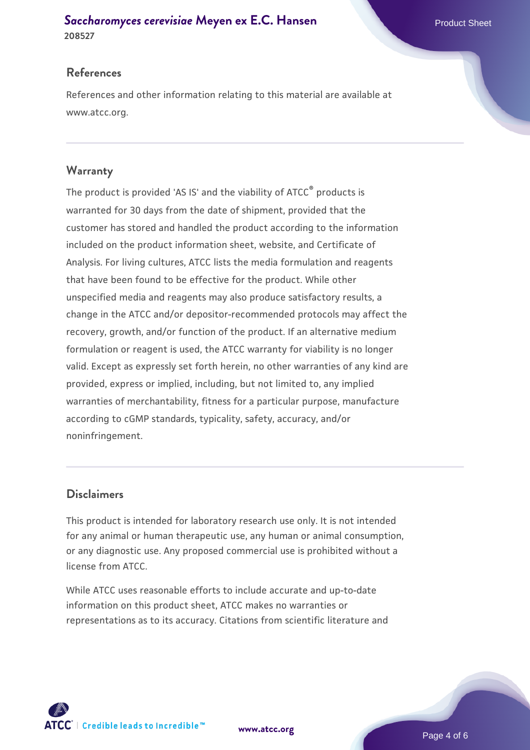## References

References and other information relating to this material are available at www.atcc.org.

## Warranty

The product is provided 'AS IS' and the viability of ATCC® products is warranted for 30 days from the date of shipment, provided that the customer has stored and handled the product according to the information included on the product information sheet, website, and Certificate of Analysis. For living cultures, ATCC lists the media formulation and reagents that have been found to be effective for the product. While other unspecified media and reagents may also produce satisfactory results, a change in the ATCC and/or depositor-recommended protocols may affect the recovery, growth, and/or function of the product. If an alternative medium formulation or reagent is used, the ATCC warranty for viability is no longer valid. Except as expressly set forth herein, no other warranties of any kind are provided, express or implied, including, but not limited to, any implied warranties of merchantability, fitness for a particular purpose, manufacture according to cGMP standards, typicality, safety, accuracy, and/or noninfringement.

## Disclaimers

This product is intended for laboratory research use only. It is not intended for any animal or human therapeutic use, any human or animal consumption, or any diagnostic use. Any proposed commercial use is prohibited without a license from ATCC.

While ATCC uses reasonable efforts to include accurate and up-to-date information on this product sheet, ATCC makes no warranties or representations as to its accuracy. Citations from scientific literature and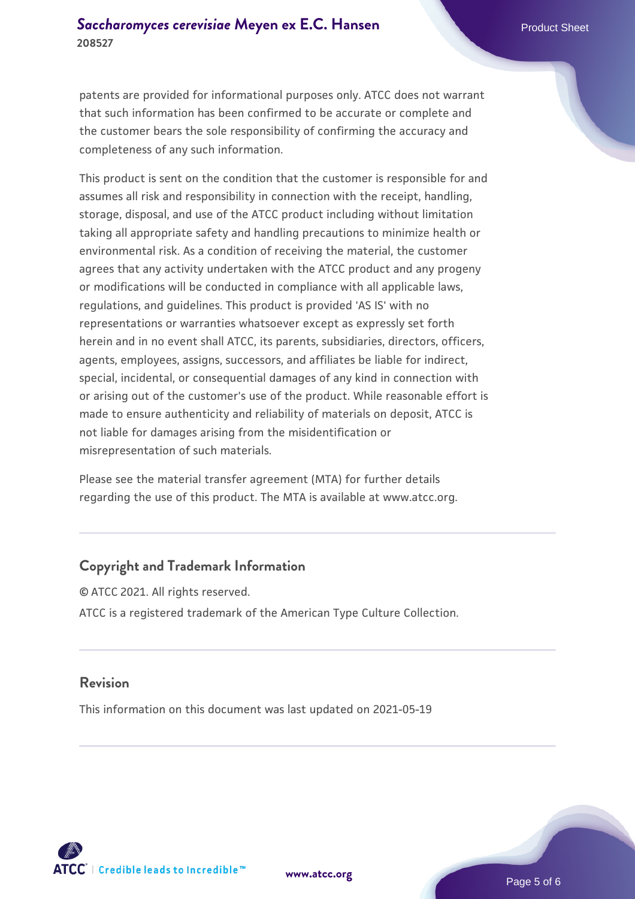patents are provided for informational purposes only. ATCC does not warrant that such information has been confirmed to be accurate or complete and the customer bears the sole responsibility of confirming the accuracy and completeness of any such information.

This product is sent on the condition that the customer is responsible for and assumes all risk and responsibility in connection with the receipt, handling, storage, disposal, and use of the ATCC product including without limitation taking all appropriate safety and handling precautions to minimize health or environmental risk. As a condition of receiving the material, the customer agrees that any activity undertaken with the ATCC product and any progeny or modifications will be conducted in compliance with all applicable laws, regulations, and guidelines. This product is provided 'AS IS' with no representations or warranties whatsoever except as expressly set forth herein and in no event shall ATCC, its parents, subsidiaries, directors, officers, agents, employees, assigns, successors, and affiliates be liable for indirect, special, incidental, or consequential damages of any kind in connection with or arising out of the customer's use of the product. While reasonable effort is made to ensure authenticity and reliability of materials on deposit, ATCC is not liable for damages arising from the misidentification or misrepresentation of such materials.

Please see the material transfer agreement (MTA) for further details regarding the use of this product. The MTA is available at www.atcc.org.

## Copyright and Trademark Information

© ATCC 2021. All rights reserved.

ATCC is a registered trademark of the American Type Culture Collection.

## Revision

This information on this document was last updated on 2021-05-19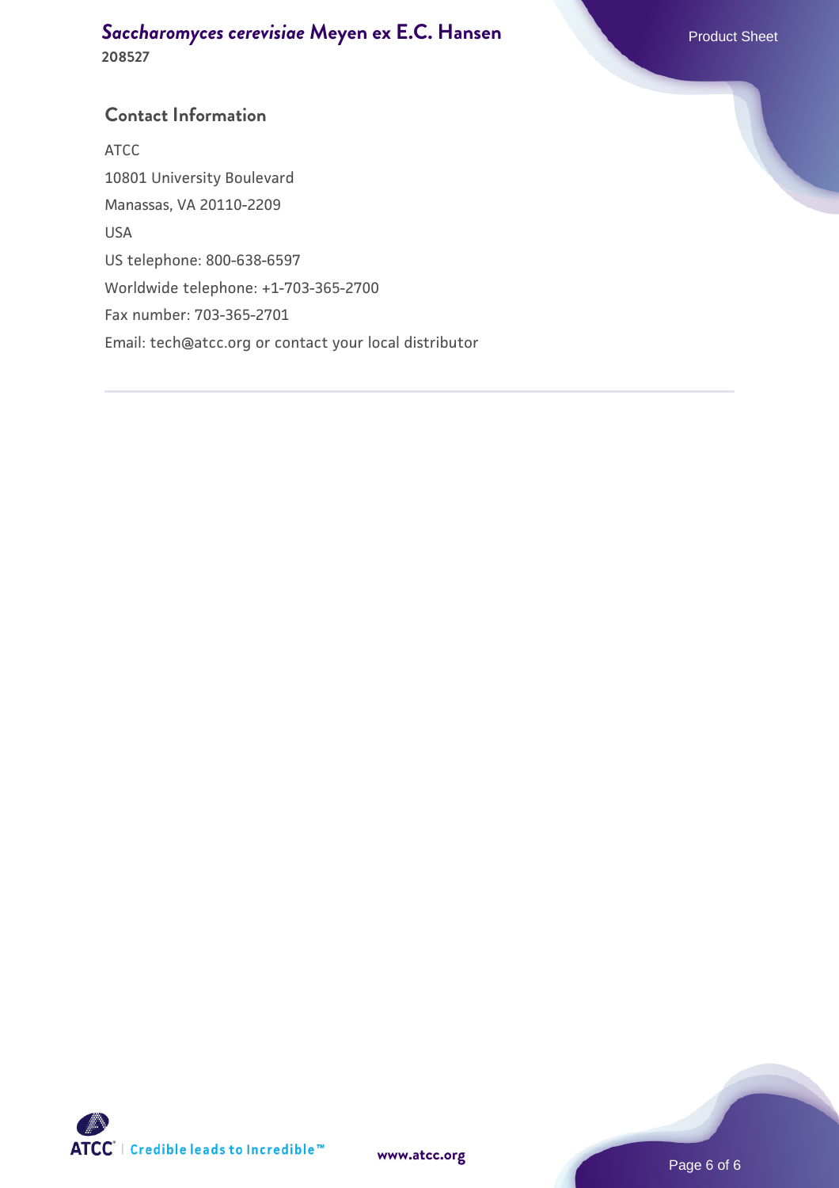## Contact Information

ATCC

10801 University Boulevard

Manassas, VA 20110-2209

USA

US telephone: 800-638-6597

Worldwide telephone: +1-703-365-2700

Fax number: 703-365-2701

Email: tech@atcc.org or contact your local distributor